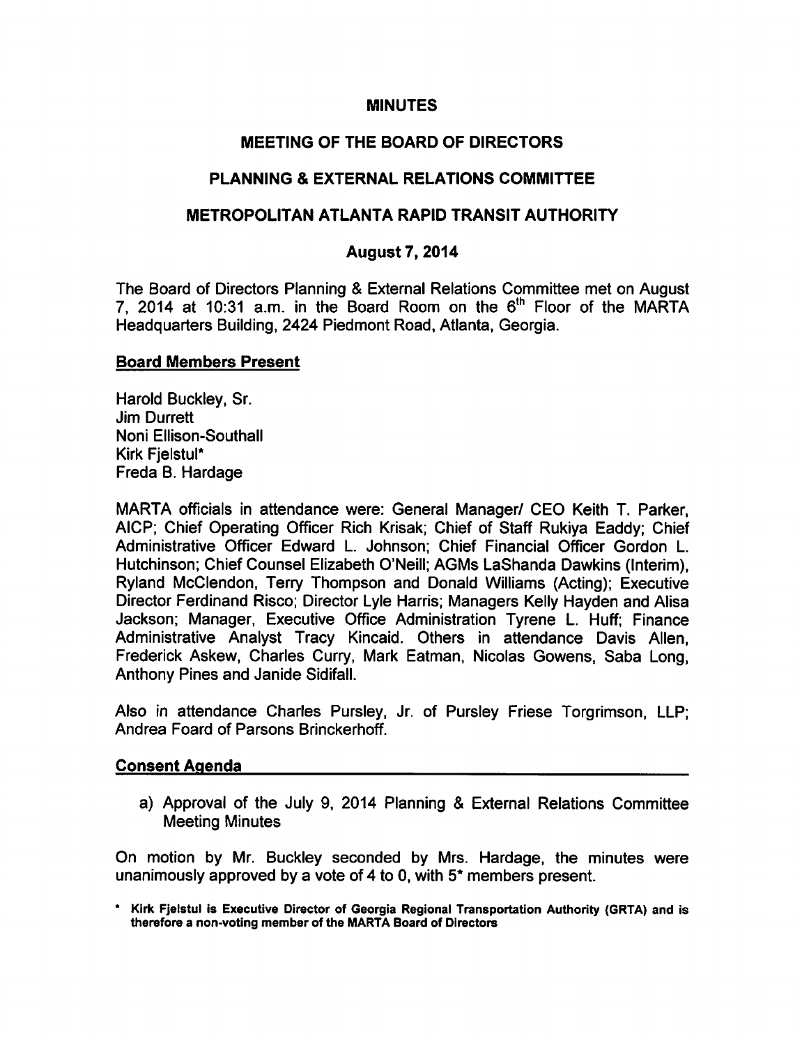# MINUTES

## MEETING OF THE BOARD OF DIRECTORS

## PLANNING & EXTERNAL RELATIONS COMMITTEE

## METROPOLITAN ATLANTA RAPID TRANSIT AUTHORITY

### August 7, 2014

The Board of Directors Planning & External Relations Committee met on August 7, 2014 at 10:31 a.m. in the Board Room on the 6th Floor of the MARTA Headquarters Building, 2424 Piedmont Road, Atlanta, Georgia.

**Board Members Present**

Harold Buckley, Sr.
Jim Durrett
Noni Ellison-Southall
Kirk Fjelstul*
Freda B. Hardage

MARTA officials in attendance were: General Manager/ CEO Keith T. Parker, AICP; Chief Operating Officer Rich Krisak; Chief of Staff Rukiya Eaddy; Chief Administrative Officer Edward L. Johnson; Chief Financial Officer Gordon L. Hutchinson; Chief Counsel Elizabeth O'Neill; AGMs LaShanda Dawkins (Interim), Ryland McClendon, Terry Thompson and Donald Williams (Acting); Executive Director Ferdinand Risco; Director Lyle Harris; Managers Kelly Hayden and Alisa Jackson; Manager, Executive Office Administration Tyrene L. Huff; Finance Administrative Analyst Tracy Kincaid. Others in attendance Davis Allen, Frederick Askew, Charles Curry, Mark Eatman, Nicolas Gowens, Saba Long, Anthony Pines and Janide Sidifall.

Also in attendance Charles Pursley, Jr. of Pursley Friese Torgrimson, LLP; Andrea Foard of Parsons Brinckerhoff.

**Consent Agenda**

a) Approval of the July 9, 2014 Planning & External Relations Committee Meeting Minutes

On motion by Mr. Buckley seconded by Mrs. Hardage, the minutes were unanimously approved by a vote of 4 to 0, with 5* members present.

* **Kirk Fjelstul is Executive Director of Georgia Regional Transportation Authority (GRTA) and is therefore a non-voting member of the MARTA Board of Directors**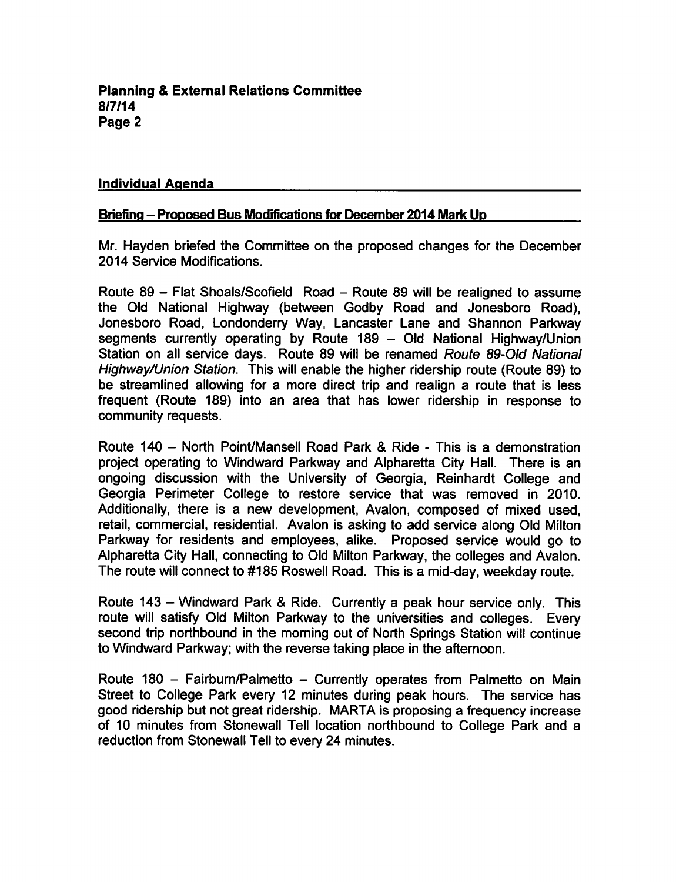## Individual Agenda

### Briefing – Proposed Bus Modifications for December 2014 Mark Up

Mr. Hayden briefed the Committee on the proposed changes for the December 2014 Service Modifications.

Route 89 – Flat Shoals/Scofield Road – Route 89 will be realigned to assume the Old National Highway (between Godby Road and Jonesboro Road), Jonesboro Road, Londonderry Way, Lancaster Lane and Shannon Parkway segments currently operating by Route 189 – Old National Highway/Union Station on all service days. Route 89 will be renamed *Route 89-Old National Highway/Union Station*. This will enable the higher ridership route (Route 89) to be streamlined allowing for a more direct trip and realign a route that is less frequent (Route 189) into an area that has lower ridership in response to community requests.

Route 140 – North Point/Mansell Road Park & Ride - This is a demonstration project operating to Windward Parkway and Alpharetta City Hall. There is an ongoing discussion with the University of Georgia, Reinhardt College and Georgia Perimeter College to restore service that was removed in 2010. Additionally, there is a new development, Avalon, composed of mixed used, retail, commercial, residential. Avalon is asking to add service along Old Milton Parkway for residents and employees, alike. Proposed service would go to Alpharetta City Hall, connecting to Old Milton Parkway, the colleges and Avalon. The route will connect to #185 Roswell Road. This is a mid-day, weekday route.

Route 143 – Windward Park & Ride. Currently a peak hour service only. This route will satisfy Old Milton Parkway to the universities and colleges. Every second trip northbound in the morning out of North Springs Station will continue to Windward Parkway; with the reverse taking place in the afternoon.

Route 180 – Fairburn/Palmetto – Currently operates from Palmetto on Main Street to College Park every 12 minutes during peak hours. The service has good ridership but not great ridership. MARTA is proposing a frequency increase of 10 minutes from Stonewall Tell location northbound to College Park and a reduction from Stonewall Tell to every 24 minutes.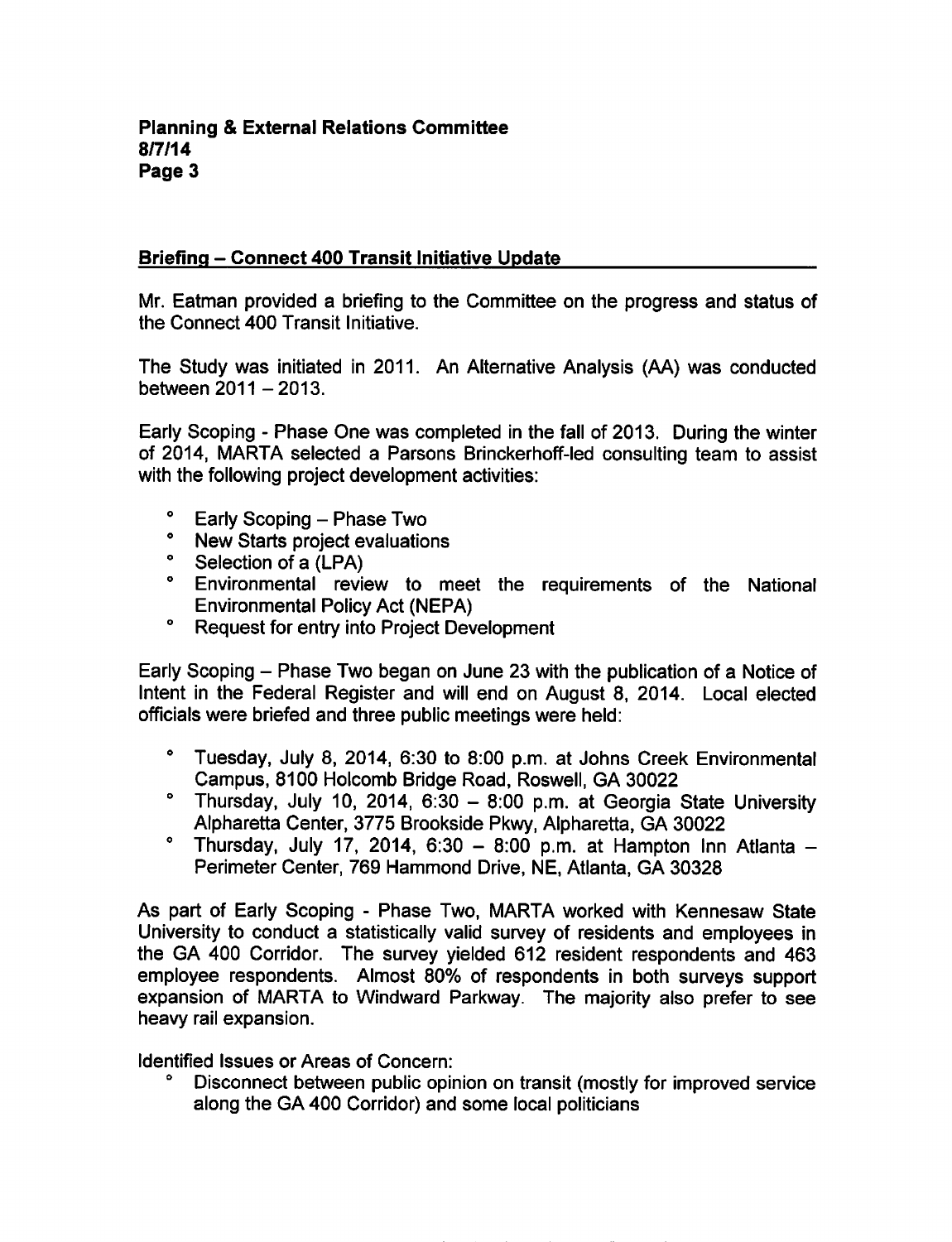## Briefing – Connect 400 Transit Initiative Update

Mr. Eatman provided a briefing to the Committee on the progress and status of the Connect 400 Transit Initiative.

The Study was initiated in 2011. An Alternative Analysis (AA) was conducted between 2011 – 2013.

Early Scoping - Phase One was completed in the fall of 2013. During the winter of 2014, MARTA selected a Parsons Brinckerhoff-led consulting team to assist with the following project development activities:

- Early Scoping – Phase Two
- New Starts project evaluations
- Selection of a (LPA)
- Environmental review to meet the requirements of the National Environmental Policy Act (NEPA)
- Request for entry into Project Development

Early Scoping – Phase Two began on June 23 with the publication of a Notice of Intent in the Federal Register and will end on August 8, 2014. Local elected officials were briefed and three public meetings were held:

- Tuesday, July 8, 2014, 6:30 to 8:00 p.m. at Johns Creek Environmental Campus, 8100 Holcomb Bridge Road, Roswell, GA 30022
- Thursday, July 10, 2014, 6:30 – 8:00 p.m. at Georgia State University Alpharetta Center, 3775 Brookside Pkwy, Alpharetta, GA 30022
- Thursday, July 17, 2014, 6:30 – 8:00 p.m. at Hampton Inn Atlanta – Perimeter Center, 769 Hammond Drive, NE, Atlanta, GA 30328

As part of Early Scoping - Phase Two, MARTA worked with Kennesaw State University to conduct a statistically valid survey of residents and employees in the GA 400 Corridor. The survey yielded 612 resident respondents and 463 employee respondents. Almost 80% of respondents in both surveys support expansion of MARTA to Windward Parkway. The majority also prefer to see heavy rail expansion.

Identified Issues or Areas of Concern:

- Disconnect between public opinion on transit (mostly for improved service along the GA 400 Corridor) and some local politicians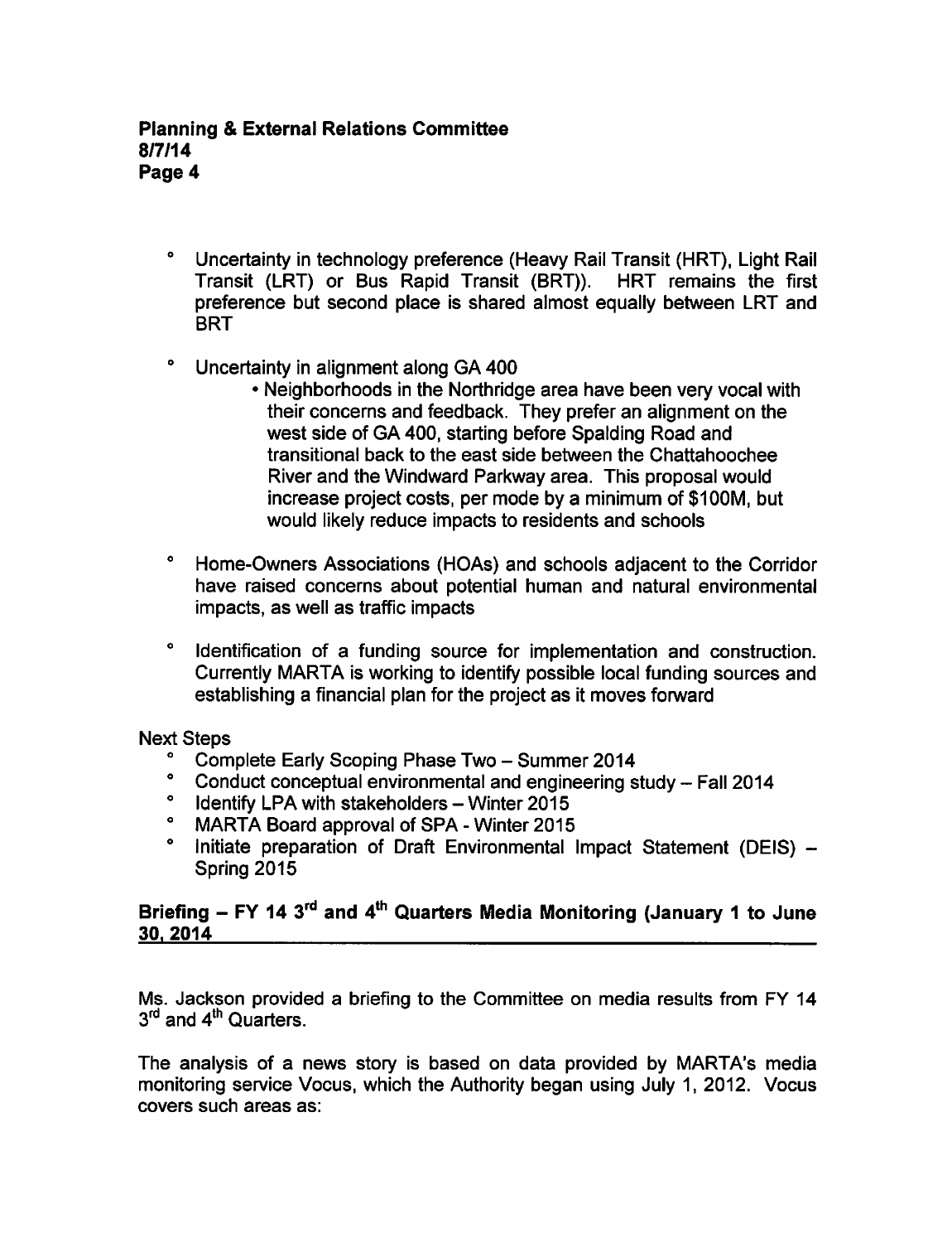- Uncertainty in technology preference (Heavy Rail Transit (HRT), Light Rail Transit (LRT) or Bus Rapid Transit (BRT)). HRT remains the first preference but second place is shared almost equally between LRT and BRT

- Uncertainty in alignment along GA 400
    - Neighborhoods in the Northridge area have been very vocal with their concerns and feedback. They prefer an alignment on the west side of GA 400, starting before Spalding Road and transitional back to the east side between the Chattahoochee River and the Windward Parkway area. This proposal would increase project costs, per mode by a minimum of $100M, but would likely reduce impacts to residents and schools

- Home-Owners Associations (HOAs) and schools adjacent to the Corridor have raised concerns about potential human and natural environmental impacts, as well as traffic impacts

- Identification of a funding source for implementation and construction. Currently MARTA is working to identify possible local funding sources and establishing a financial plan for the project as it moves forward

Next Steps

- Complete Early Scoping Phase Two – Summer 2014
- Conduct conceptual environmental and engineering study – Fall 2014
- Identify LPA with stakeholders – Winter 2015
- MARTA Board approval of SPA - Winter 2015
- Initiate preparation of Draft Environmental Impact Statement (DEIS) – Spring 2015

## Briefing – FY 14 3rd and 4th Quarters Media Monitoring (January 1 to June 30, 2014

Ms. Jackson provided a briefing to the Committee on media results from FY 14 3rd and 4th Quarters.

The analysis of a news story is based on data provided by MARTA's media monitoring service Vocus, which the Authority began using July 1, 2012. Vocus covers such areas as: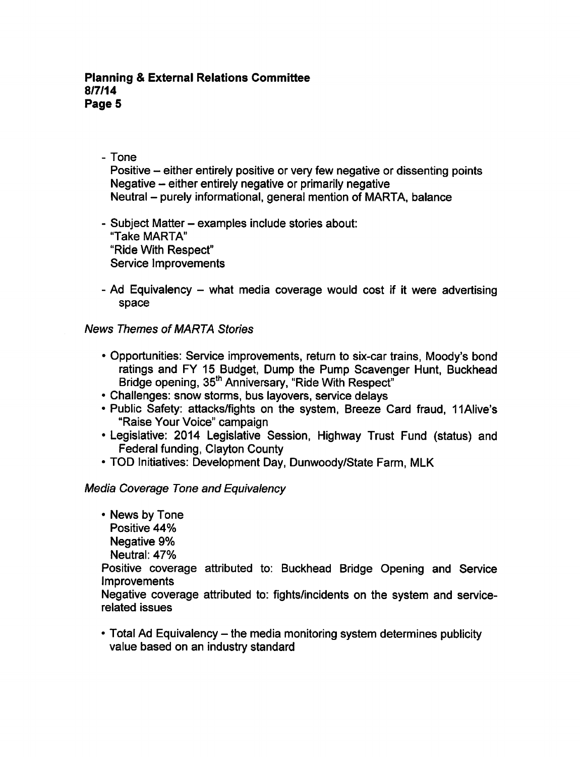- Tone
  Positive – either entirely positive or very few negative or dissenting points
  Negative – either entirely negative or primarily negative
  Neutral – purely informational, general mention of MARTA, balance

- Subject Matter – examples include stories about:
  "Take MARTA"
  "Ride With Respect"
  Service Improvements

- Ad Equivalency – what media coverage would cost if it were advertising space

*News Themes of MARTA Stories*

- Opportunities: Service improvements, return to six-car trains, Moody's bond ratings and FY 15 Budget, Dump the Pump Scavenger Hunt, Buckhead Bridge opening, 35th Anniversary, "Ride With Respect"
- Challenges: snow storms, bus layovers, service delays
- Public Safety: attacks/fights on the system, Breeze Card fraud, 11Alive's "Raise Your Voice" campaign
- Legislative: 2014 Legislative Session, Highway Trust Fund (status) and Federal funding, Clayton County
- TOD Initiatives: Development Day, Dunwoody/State Farm, MLK

*Media Coverage Tone and Equivalency*

- News by Tone
  Positive 44%
  Negative 9%
  Neutral: 47%

  Positive coverage attributed to: Buckhead Bridge Opening and Service Improvements

  Negative coverage attributed to: fights/incidents on the system and service-related issues

- Total Ad Equivalency – the media monitoring system determines publicity value based on an industry standard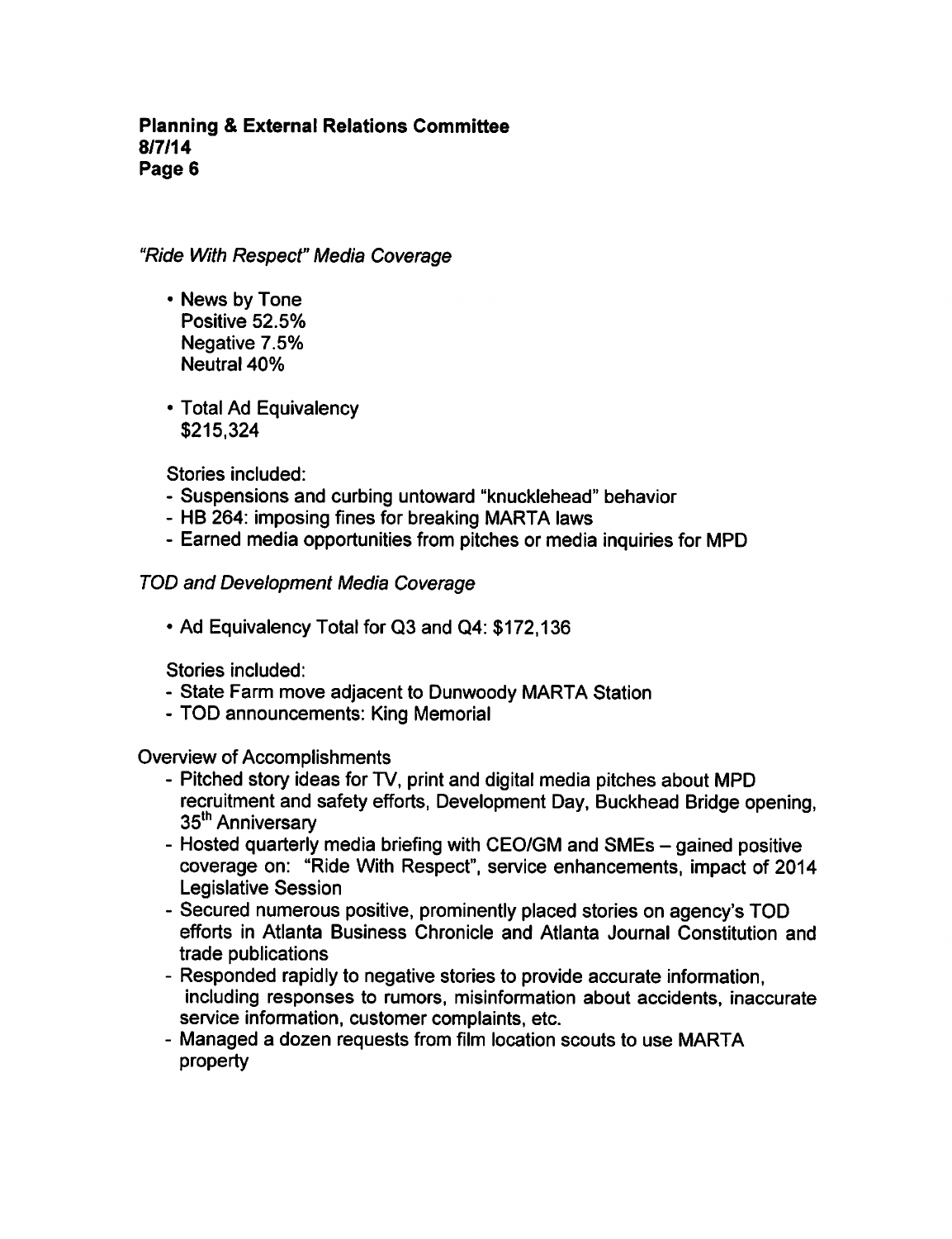*"Ride With Respect" Media Coverage*

- News by Tone
  Positive 52.5%
  Negative 7.5%
  Neutral 40%

- Total Ad Equivalency
  $215,324

Stories included:
- Suspensions and curbing untoward "knucklehead" behavior
- HB 264: imposing fines for breaking MARTA laws
- Earned media opportunities from pitches or media inquiries for MPD

*TOD and Development Media Coverage*

- Ad Equivalency Total for Q3 and Q4: $172,136

Stories included:
- State Farm move adjacent to Dunwoody MARTA Station
- TOD announcements: King Memorial

Overview of Accomplishments
- Pitched story ideas for TV, print and digital media pitches about MPD recruitment and safety efforts, Development Day, Buckhead Bridge opening, 35th Anniversary
- Hosted quarterly media briefing with CEO/GM and SMEs – gained positive coverage on: "Ride With Respect", service enhancements, impact of 2014 Legislative Session
- Secured numerous positive, prominently placed stories on agency's TOD efforts in Atlanta Business Chronicle and Atlanta Journal Constitution and trade publications
- Responded rapidly to negative stories to provide accurate information, including responses to rumors, misinformation about accidents, inaccurate service information, customer complaints, etc.
- Managed a dozen requests from film location scouts to use MARTA property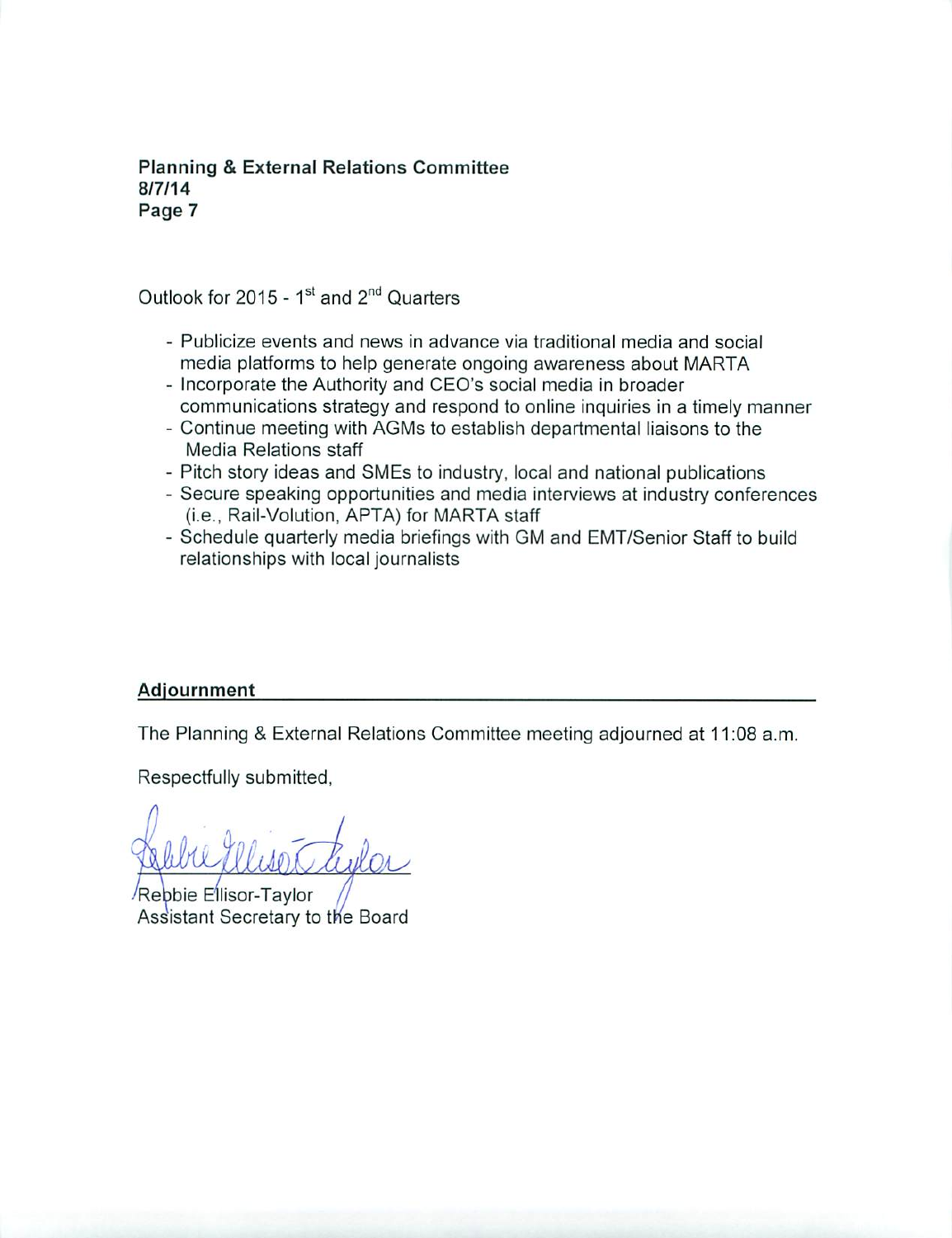Outlook for 2015 - 1st and 2nd Quarters

- Publicize events and news in advance via traditional media and social media platforms to help generate ongoing awareness about MARTA
- Incorporate the Authority and CEO's social media in broader communications strategy and respond to online inquiries in a timely manner
- Continue meeting with AGMs to establish departmental liaisons to the Media Relations staff
- Pitch story ideas and SMEs to industry, local and national publications
- Secure speaking opportunities and media interviews at industry conferences (i.e., Rail-Volution, APTA) for MARTA staff
- Schedule quarterly media briefings with GM and EMT/Senior Staff to build relationships with local journalists

## Adjournment

The Planning & External Relations Committee meeting adjourned at 11:08 a.m.

Respectfully submitted,

Rebbie Ellisor-Taylor
Assistant Secretary to the Board